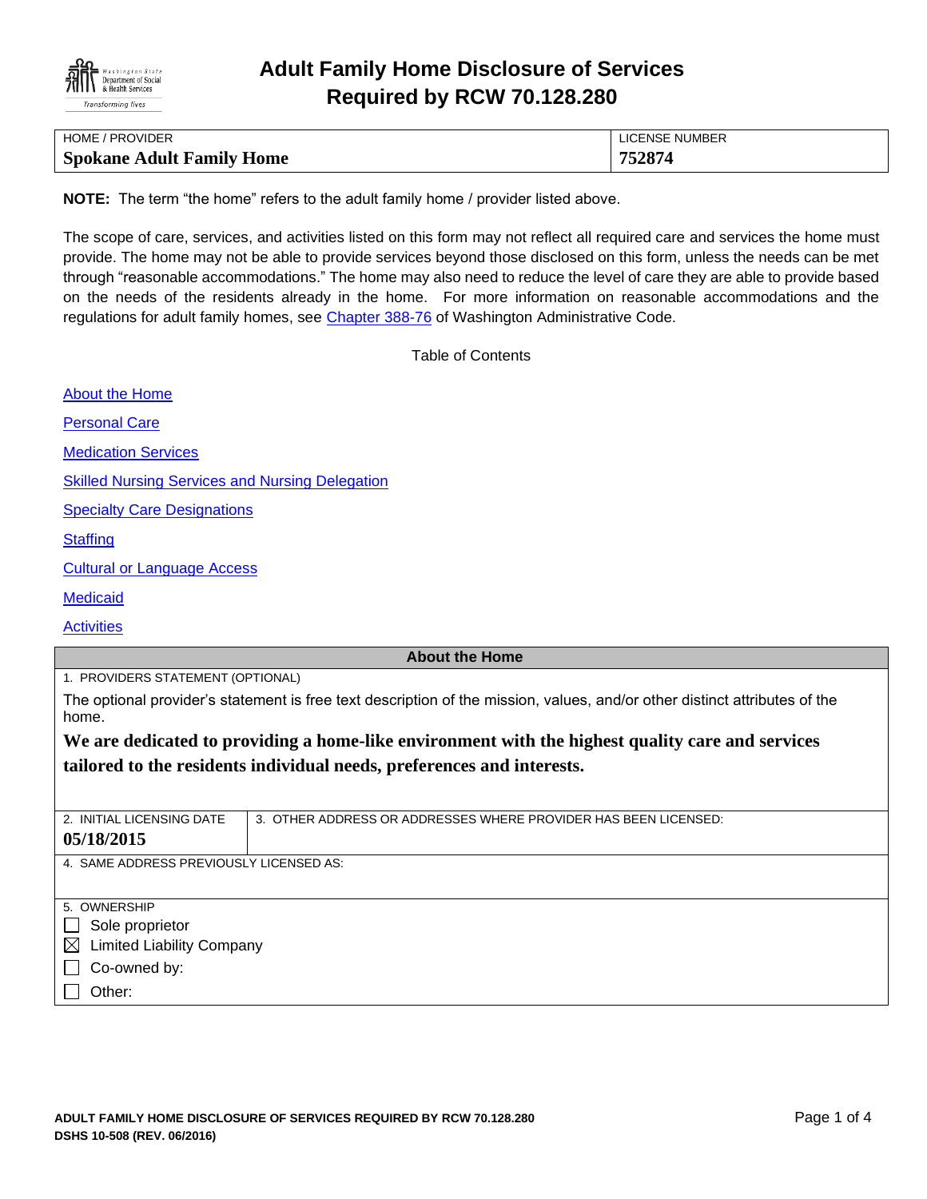# Adult Family Home Disclosure of Services Required by RCW 70.128.280

| HOME / PROVIDER | LICENSE NUMBER |
|---|---|
| **Spokane Adult Family Home** | **752874** |

**NOTE:** The term "the home" refers to the adult family home / provider listed above.

The scope of care, services, and activities listed on this form may not reflect all required care and services the home must provide. The home may not be able to provide services beyond those disclosed on this form, unless the needs can be met through "reasonable accommodations." The home may also need to reduce the level of care they are able to provide based on the needs of the residents already in the home. For more information on reasonable accommodations and the regulations for adult family homes, see Chapter 388-76 of Washington Administrative Code.

Table of Contents

- About the Home
- Personal Care
- Medication Services
- Skilled Nursing Services and Nursing Delegation
- Specialty Care Designations
- Staffing
- Cultural or Language Access
- Medicaid
- Activities

## About the Home

1. PROVIDERS STATEMENT (OPTIONAL)

The optional provider's statement is free text description of the mission, values, and/or other distinct attributes of the home.

**We are dedicated to providing a home-like environment with the highest quality care and services tailored to the residents individual needs, preferences and interests.**

| 2. INITIAL LICENSING DATE | 3. OTHER ADDRESS OR ADDRESSES WHERE PROVIDER HAS BEEN LICENSED: |
|---|---|
| **05/18/2015** | |

4. SAME ADDRESS PREVIOUSLY LICENSED AS:

5. OWNERSHIP

- ☐ Sole proprietor
- ☒ Limited Liability Company
- ☐ Co-owned by:
- ☐ Other: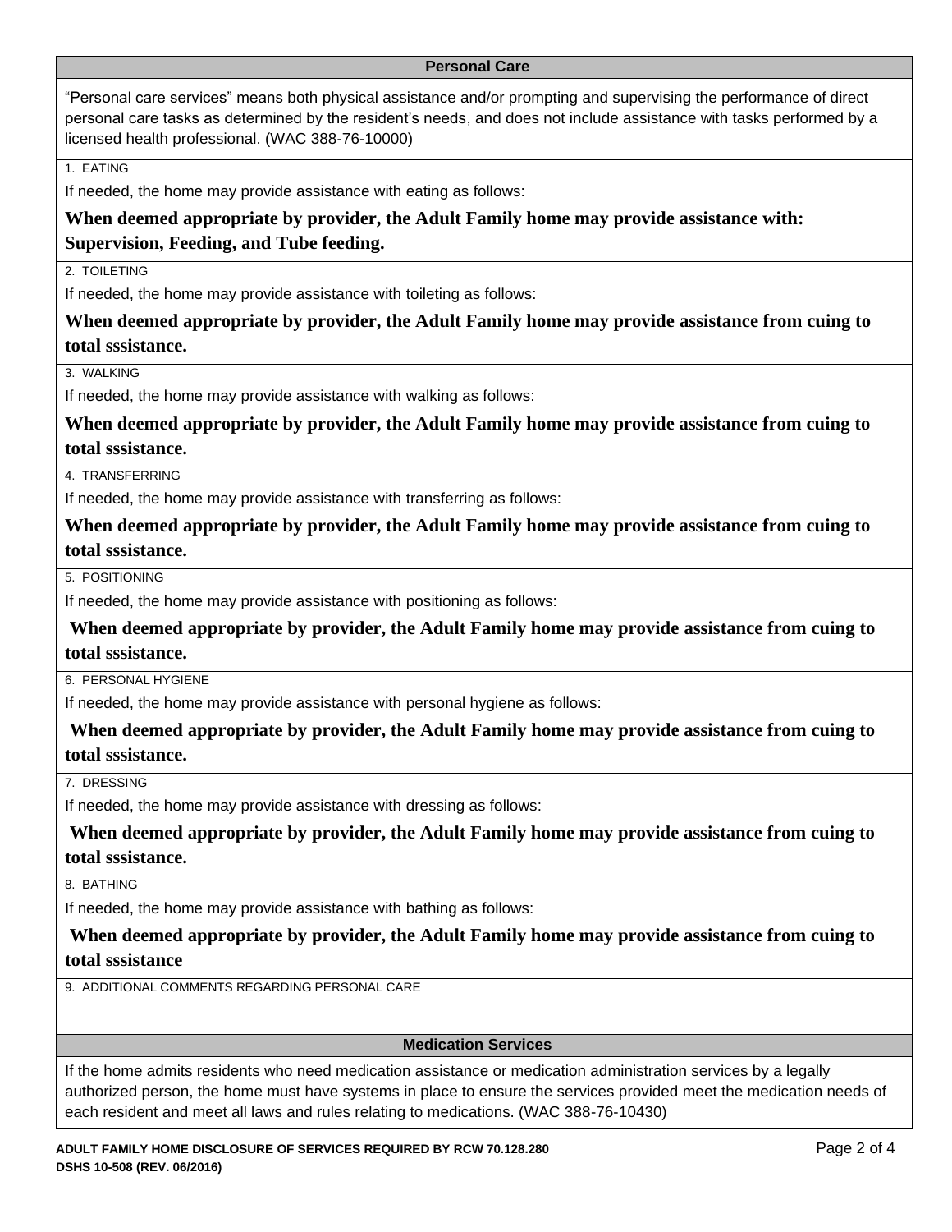## Personal Care

"Personal care services" means both physical assistance and/or prompting and supervising the performance of direct personal care tasks as determined by the resident's needs, and does not include assistance with tasks performed by a licensed health professional. (WAC 388-76-10000)

1. EATING

If needed, the home may provide assistance with eating as follows:

**When deemed appropriate by provider, the Adult Family home may provide assistance with: Supervision, Feeding, and Tube feeding.**

2. TOILETING

If needed, the home may provide assistance with toileting as follows:

**When deemed appropriate by provider, the Adult Family home may provide assistance from cuing to total sssistance.**

3. WALKING

If needed, the home may provide assistance with walking as follows:

**When deemed appropriate by provider, the Adult Family home may provide assistance from cuing to total sssistance.**

4. TRANSFERRING

If needed, the home may provide assistance with transferring as follows:

**When deemed appropriate by provider, the Adult Family home may provide assistance from cuing to total sssistance.**

5. POSITIONING

If needed, the home may provide assistance with positioning as follows:

**When deemed appropriate by provider, the Adult Family home may provide assistance from cuing to total sssistance.**

6. PERSONAL HYGIENE

If needed, the home may provide assistance with personal hygiene as follows:

**When deemed appropriate by provider, the Adult Family home may provide assistance from cuing to total sssistance.**

7. DRESSING

If needed, the home may provide assistance with dressing as follows:

**When deemed appropriate by provider, the Adult Family home may provide assistance from cuing to total sssistance.**

8. BATHING

If needed, the home may provide assistance with bathing as follows:

**When deemed appropriate by provider, the Adult Family home may provide assistance from cuing to total sssistance**

9. ADDITIONAL COMMENTS REGARDING PERSONAL CARE

## Medication Services

If the home admits residents who need medication assistance or medication administration services by a legally authorized person, the home must have systems in place to ensure the services provided meet the medication needs of each resident and meet all laws and rules relating to medications. (WAC 388-76-10430)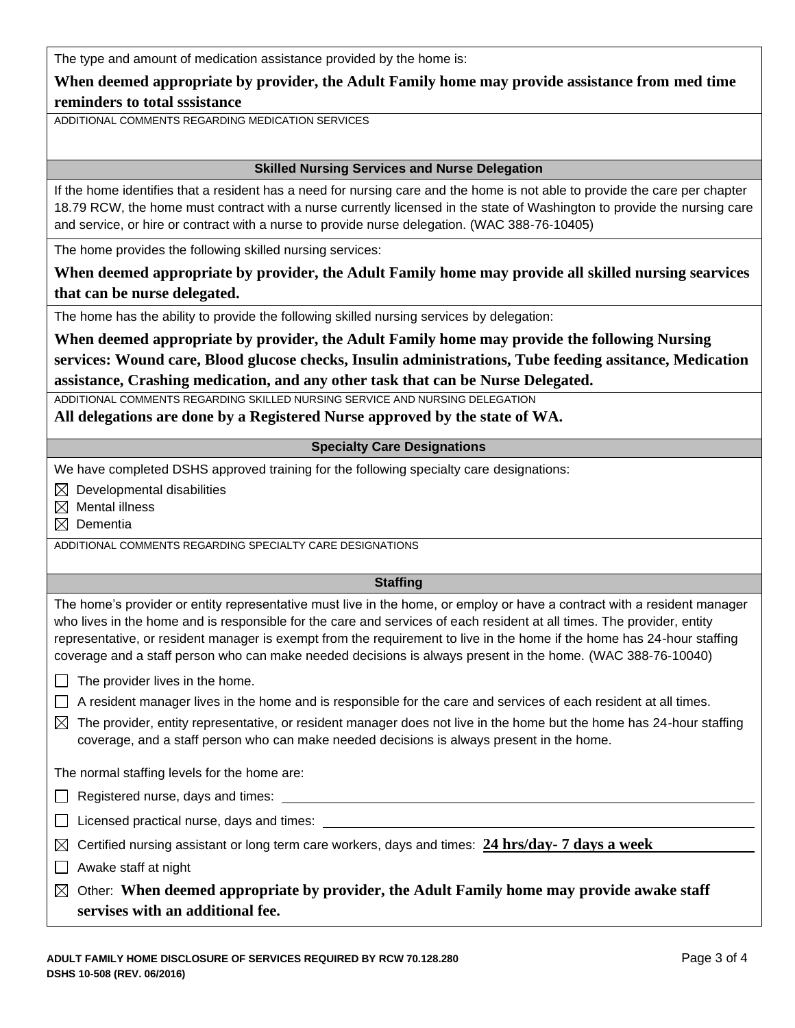The type and amount of medication assistance provided by the home is:

**When deemed appropriate by provider, the Adult Family home may provide assistance from med time reminders to total sssistance**

ADDITIONAL COMMENTS REGARDING MEDICATION SERVICES

## Skilled Nursing Services and Nurse Delegation

If the home identifies that a resident has a need for nursing care and the home is not able to provide the care per chapter 18.79 RCW, the home must contract with a nurse currently licensed in the state of Washington to provide the nursing care and service, or hire or contract with a nurse to provide nurse delegation. (WAC 388-76-10405)

The home provides the following skilled nursing services:

**When deemed appropriate by provider, the Adult Family home may provide all skilled nursing searvices that can be nurse delegated.**

The home has the ability to provide the following skilled nursing services by delegation:

**When deemed appropriate by provider, the Adult Family home may provide the following Nursing services: Wound care, Blood glucose checks, Insulin administrations, Tube feeding assitance, Medication assistance, Crashing medication, and any other task that can be Nurse Delegated.**

ADDITIONAL COMMENTS REGARDING SKILLED NURSING SERVICE AND NURSING DELEGATION

**All delegations are done by a Registered Nurse approved by the state of WA.**

## Specialty Care Designations

We have completed DSHS approved training for the following specialty care designations:

- ☒ Developmental disabilities
- ☒ Mental illness
- ☒ Dementia

ADDITIONAL COMMENTS REGARDING SPECIALTY CARE DESIGNATIONS

## Staffing

The home's provider or entity representative must live in the home, or employ or have a contract with a resident manager who lives in the home and is responsible for the care and services of each resident at all times. The provider, entity representative, or resident manager is exempt from the requirement to live in the home if the home has 24-hour staffing coverage and a staff person who can make needed decisions is always present in the home. (WAC 388-76-10040)

- ☐ The provider lives in the home.
- ☐ A resident manager lives in the home and is responsible for the care and services of each resident at all times.
- ☒ The provider, entity representative, or resident manager does not live in the home but the home has 24-hour staffing coverage, and a staff person who can make needed decisions is always present in the home.

The normal staffing levels for the home are:

- ☐ Registered nurse, days and times:
- ☐ Licensed practical nurse, days and times:
- ☒ Certified nursing assistant or long term care workers, days and times: **24 hrs/day- 7 days a week**
- ☐ Awake staff at night
- ☒ Other: **When deemed appropriate by provider, the Adult Family home may provide awake staff servises with an additional fee.**

ADULT FAMILY HOME DISCLOSURE OF SERVICES REQUIRED BY RCW 70.128.280
DSHS 10-508 (REV. 06/2016)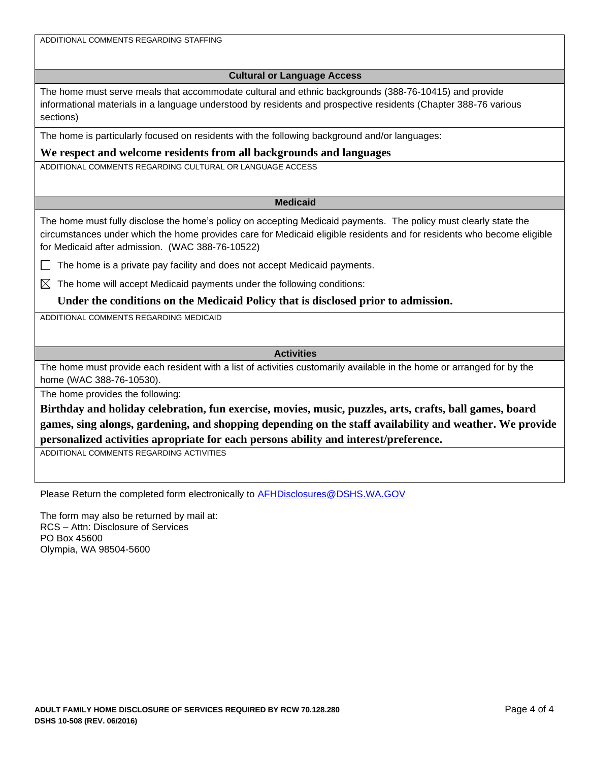ADDITIONAL COMMENTS REGARDING STAFFING

## Cultural or Language Access

The home must serve meals that accommodate cultural and ethnic backgrounds (388-76-10415) and provide informational materials in a language understood by residents and prospective residents (Chapter 388-76 various sections)

The home is particularly focused on residents with the following background and/or languages:

**We respect and welcome residents from all backgrounds and languages**

ADDITIONAL COMMENTS REGARDING CULTURAL OR LANGUAGE ACCESS

## Medicaid

The home must fully disclose the home's policy on accepting Medicaid payments. The policy must clearly state the circumstances under which the home provides care for Medicaid eligible residents and for residents who become eligible for Medicaid after admission. (WAC 388-76-10522)

☐ The home is a private pay facility and does not accept Medicaid payments.

☒ The home will accept Medicaid payments under the following conditions:

**Under the conditions on the Medicaid Policy that is disclosed prior to admission.**

ADDITIONAL COMMENTS REGARDING MEDICAID

## Activities

The home must provide each resident with a list of activities customarily available in the home or arranged for by the home (WAC 388-76-10530).

The home provides the following:

**Birthday and holiday celebration, fun exercise, movies, music, puzzles, arts, crafts, ball games, board games, sing alongs, gardening, and shopping depending on the staff availability and weather. We provide personalized activities apropriate for each persons ability and interest/preference.**

ADDITIONAL COMMENTS REGARDING ACTIVITIES

Please Return the completed form electronically to AFHDisclosures@DSHS.WA.GOV

The form may also be returned by mail at:
RCS – Attn: Disclosure of Services
PO Box 45600
Olympia, WA 98504-5600

**ADULT FAMILY HOME DISCLOSURE OF SERVICES REQUIRED BY RCW 70.128.280**
**DSHS 10-508 (REV. 06/2016)**